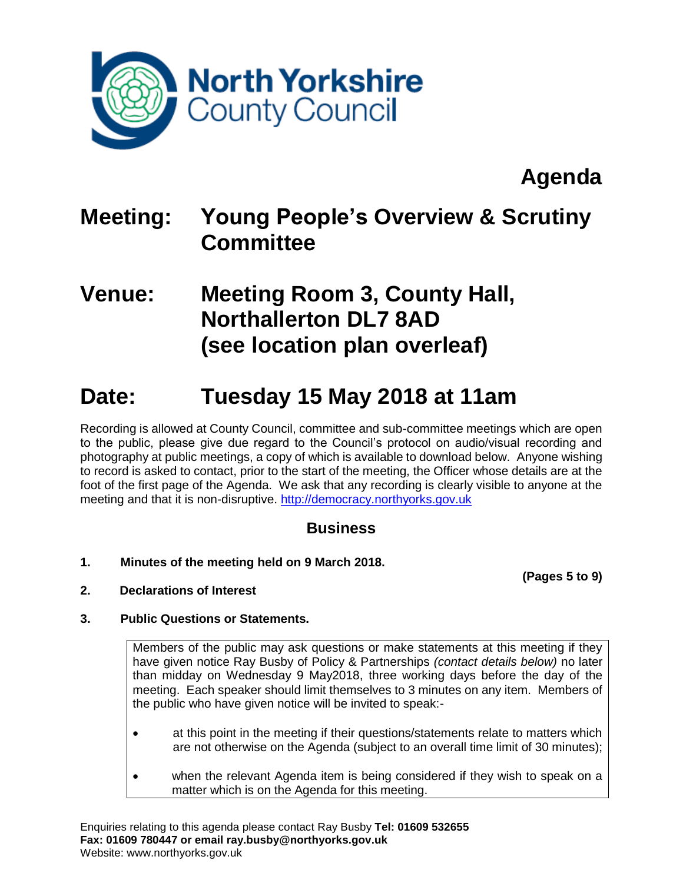North Yorkshire County Council

# Agenda

## Meeting: Young People's Overview & Scrutiny Committee

## Venue: Meeting Room 3, County Hall, Northallerton DL7 8AD (see location plan overleaf)

## Date: Tuesday 15 May 2018 at 11am

Recording is allowed at County Council, committee and sub-committee meetings which are open to the public, please give due regard to the Council's protocol on audio/visual recording and photography at public meetings, a copy of which is available to download below. Anyone wishing to record is asked to contact, prior to the start of the meeting, the Officer whose details are at the foot of the first page of the Agenda. We ask that any recording is clearly visible to anyone at the meeting and that it is non-disruptive. http://democracy.northyorks.gov.uk

### Business

**1. Minutes of the meeting held on 9 March 2018.**

**(Pages 5 to 9)**

**2. Declarations of Interest**

**3. Public Questions or Statements.**

Members of the public may ask questions or make statements at this meeting if they have given notice Ray Busby of Policy & Partnerships *(contact details below)* no later than midday on Wednesday 9 May2018, three working days before the day of the meeting. Each speaker should limit themselves to 3 minutes on any item. Members of the public who have given notice will be invited to speak:-

- at this point in the meeting if their questions/statements relate to matters which are not otherwise on the Agenda (subject to an overall time limit of 30 minutes);
- when the relevant Agenda item is being considered if they wish to speak on a matter which is on the Agenda for this meeting.

Enquiries relating to this agenda please contact Ray Busby **Tel: 01609 532655**
**Fax: 01609 780447 or email ray.busby@northyorks.gov.uk**
Website: www.northyorks.gov.uk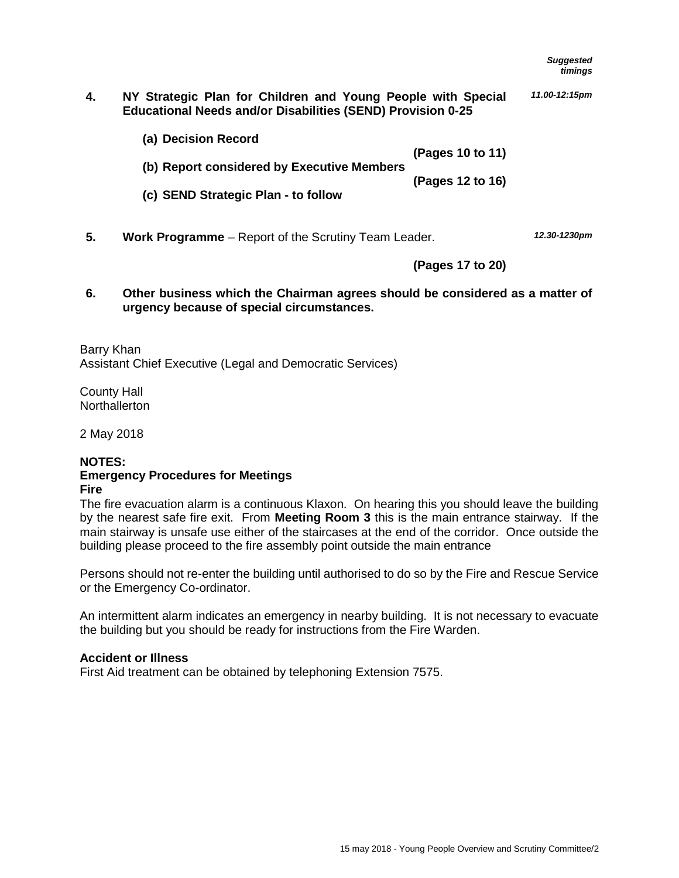*Suggested timings*

**4. NY Strategic Plan for Children and Young People with Special Educational Needs and/or Disabilities (SEND) Provision 0-25** *11.00-12:15pm*

**(a) Decision Record** **(Pages 10 to 11)**

**(b) Report considered by Executive Members** **(Pages 12 to 16)**

**(c) SEND Strategic Plan - to follow**

**5. Work Programme** – Report of the Scrutiny Team Leader. *12.30-1230pm*

**(Pages 17 to 20)**

**6. Other business which the Chairman agrees should be considered as a matter of urgency because of special circumstances.**

Barry Khan
Assistant Chief Executive (Legal and Democratic Services)

County Hall
Northallerton

2 May 2018

**NOTES:**
**Emergency Procedures for Meetings**
**Fire**
The fire evacuation alarm is a continuous Klaxon. On hearing this you should leave the building by the nearest safe fire exit. From **Meeting Room 3** this is the main entrance stairway. If the main stairway is unsafe use either of the staircases at the end of the corridor. Once outside the building please proceed to the fire assembly point outside the main entrance

Persons should not re-enter the building until authorised to do so by the Fire and Rescue Service or the Emergency Co-ordinator.

An intermittent alarm indicates an emergency in nearby building. It is not necessary to evacuate the building but you should be ready for instructions from the Fire Warden.

**Accident or Illness**
First Aid treatment can be obtained by telephoning Extension 7575.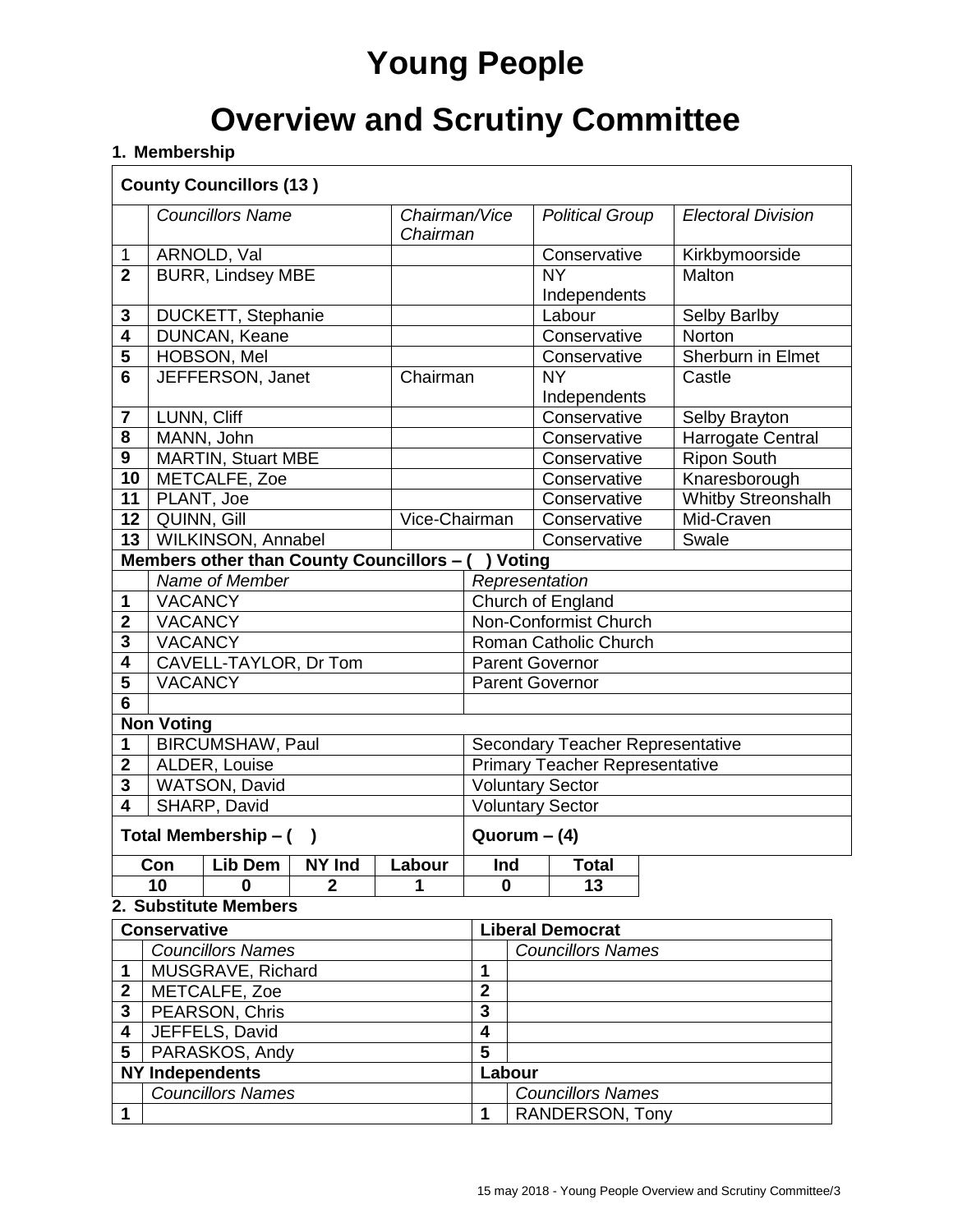# Young People

# Overview and Scrutiny Committee

**1. Membership**

| **County Councillors (13 )** | | | | |
|---|---|---|---|---|
| | *Councillors Name* | *Chairman/Vice Chairman* | *Political Group* | *Electoral Division* |
| 1 | ARNOLD, Val | | Conservative | Kirkbymoorside |
| **2** | BURR, Lindsey MBE | | NY Independents | Malton |
| **3** | DUCKETT, Stephanie | | Labour | Selby Barlby |
| **4** | DUNCAN, Keane | | Conservative | Norton |
| **5** | HOBSON, Mel | | Conservative | Sherburn in Elmet |
| **6** | JEFFERSON, Janet | Chairman | NY Independents | Castle |
| **7** | LUNN, Cliff | | Conservative | Selby Brayton |
| **8** | MANN, John | | Conservative | Harrogate Central |
| **9** | MARTIN, Stuart MBE | | Conservative | Ripon South |
| **10** | METCALFE, Zoe | | Conservative | Knaresborough |
| **11** | PLANT, Joe | | Conservative | Whitby Streonshalh |
| **12** | QUINN, Gill | Vice-Chairman | Conservative | Mid-Craven |
| **13** | WILKINSON, Annabel | | Conservative | Swale |

| **Members other than County Councillors – ( ) Voting** | | |
|---|---|---|
| | *Name of Member* | *Representation* |
| **1** | VACANCY | Church of England |
| **2** | VACANCY | Non-Conformist Church |
| **3** | VACANCY | Roman Catholic Church |
| **4** | CAVELL-TAYLOR, Dr Tom | Parent Governor |
| **5** | VACANCY | Parent Governor |
| **6** | | |
| **Non Voting** | | |
| **1** | BIRCUMSHAW, Paul | Secondary Teacher Representative |
| **2** | ALDER, Louise | Primary Teacher Representative |
| **3** | WATSON, David | Voluntary Sector |
| **4** | SHARP, David | Voluntary Sector |
| **Total Membership – ( )** | | **Quorum – (4)** |

| Con | Lib Dem | NY Ind | Labour | Ind | Total |
|---|---|---|---|---|---|
| 10 | 0 | 2 | 1 | 0 | 13 |

**2. Substitute Members**

| **Conservative** | | **Liberal Democrat** | |
|---|---|---|---|
| | *Councillors Names* | | *Councillors Names* |
| **1** | MUSGRAVE, Richard | **1** | |
| **2** | METCALFE, Zoe | **2** | |
| **3** | PEARSON, Chris | **3** | |
| **4** | JEFFELS, David | **4** | |
| **5** | PARASKOS, Andy | **5** | |
| **NY Independents** | | **Labour** | |
| | *Councillors Names* | | *Councillors Names* |
| **1** | | **1** | RANDERSON, Tony |